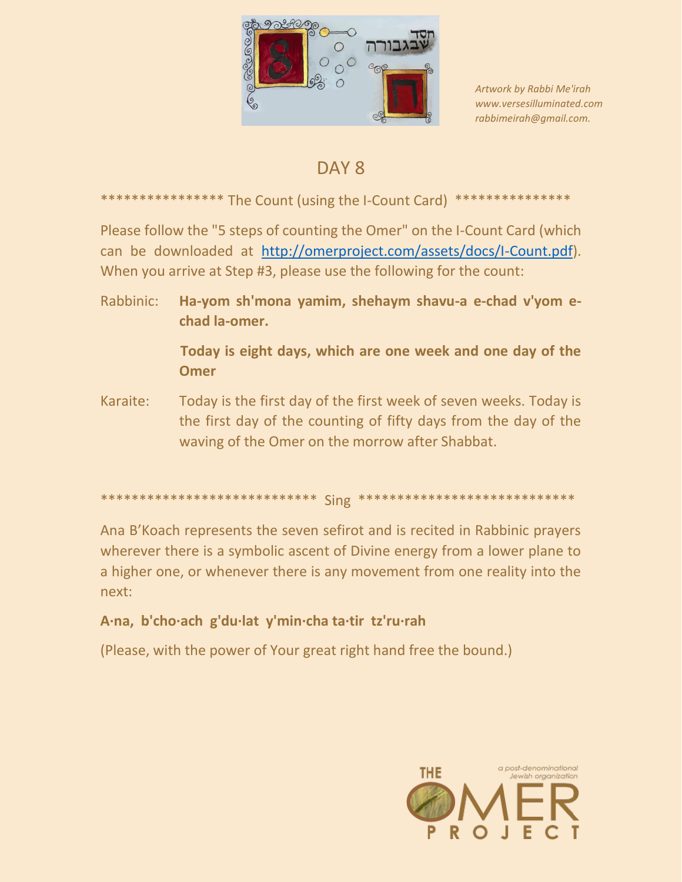*Artwork by Rabbi Me'irah*
*www.versesilluminated.com*
*rabbimeirah@gmail.com.*

# DAY 8

*************** The Count (using the I-Count Card) ***************

Please follow the "5 steps of counting the Omer" on the I-Count Card (which can be downloaded at http://omerproject.com/assets/docs/I-Count.pdf). When you arrive at Step #3, please use the following for the count:

Rabbinic: **Ha-yom sh'mona yamim, shehaym shavu-a e-chad v'yom e-chad la-omer.**

**Today is eight days, which are one week and one day of the Omer**

Karaite: Today is the first day of the first week of seven weeks. Today is the first day of the counting of fifty days from the day of the waving of the Omer on the morrow after Shabbat.

*************************** Sing ***************************

Ana B'Koach represents the seven sefirot and is recited in Rabbinic prayers wherever there is a symbolic ascent of Divine energy from a lower plane to a higher one, or whenever there is any movement from one reality into the next:

**A·na, b'cho·ach g'du·lat y'min·cha ta·tir tz'ru·rah**

(Please, with the power of Your great right hand free the bound.)

THE OMER PROJECT
a post-denominational Jewish organization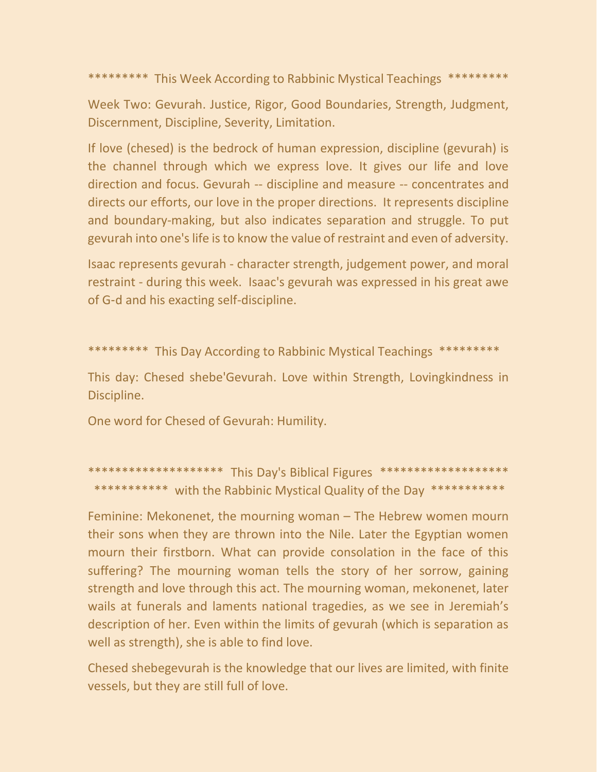## ********* This Week According to Rabbinic Mystical Teachings *********

Week Two: Gevurah. Justice, Rigor, Good Boundaries, Strength, Judgment, Discernment, Discipline, Severity, Limitation.

If love (chesed) is the bedrock of human expression, discipline (gevurah) is the channel through which we express love. It gives our life and love direction and focus. Gevurah -- discipline and measure -- concentrates and directs our efforts, our love in the proper directions. It represents discipline and boundary-making, but also indicates separation and struggle. To put gevurah into one's life is to know the value of restraint and even of adversity.

Isaac represents gevurah - character strength, judgement power, and moral restraint - during this week. Isaac's gevurah was expressed in his great awe of G-d and his exacting self-discipline.

## ********* This Day According to Rabbinic Mystical Teachings *********

This day: Chesed shebe'Gevurah. Love within Strength, Lovingkindness in Discipline.

One word for Chesed of Gevurah: Humility.

## ******************** This Day's Biblical Figures ******************* *********** with the Rabbinic Mystical Quality of the Day ***********

Feminine: Mekonenet, the mourning woman – The Hebrew women mourn their sons when they are thrown into the Nile. Later the Egyptian women mourn their firstborn. What can provide consolation in the face of this suffering? The mourning woman tells the story of her sorrow, gaining strength and love through this act. The mourning woman, mekonenet, later wails at funerals and laments national tragedies, as we see in Jeremiah's description of her. Even within the limits of gevurah (which is separation as well as strength), she is able to find love.

Chesed shebegevurah is the knowledge that our lives are limited, with finite vessels, but they are still full of love.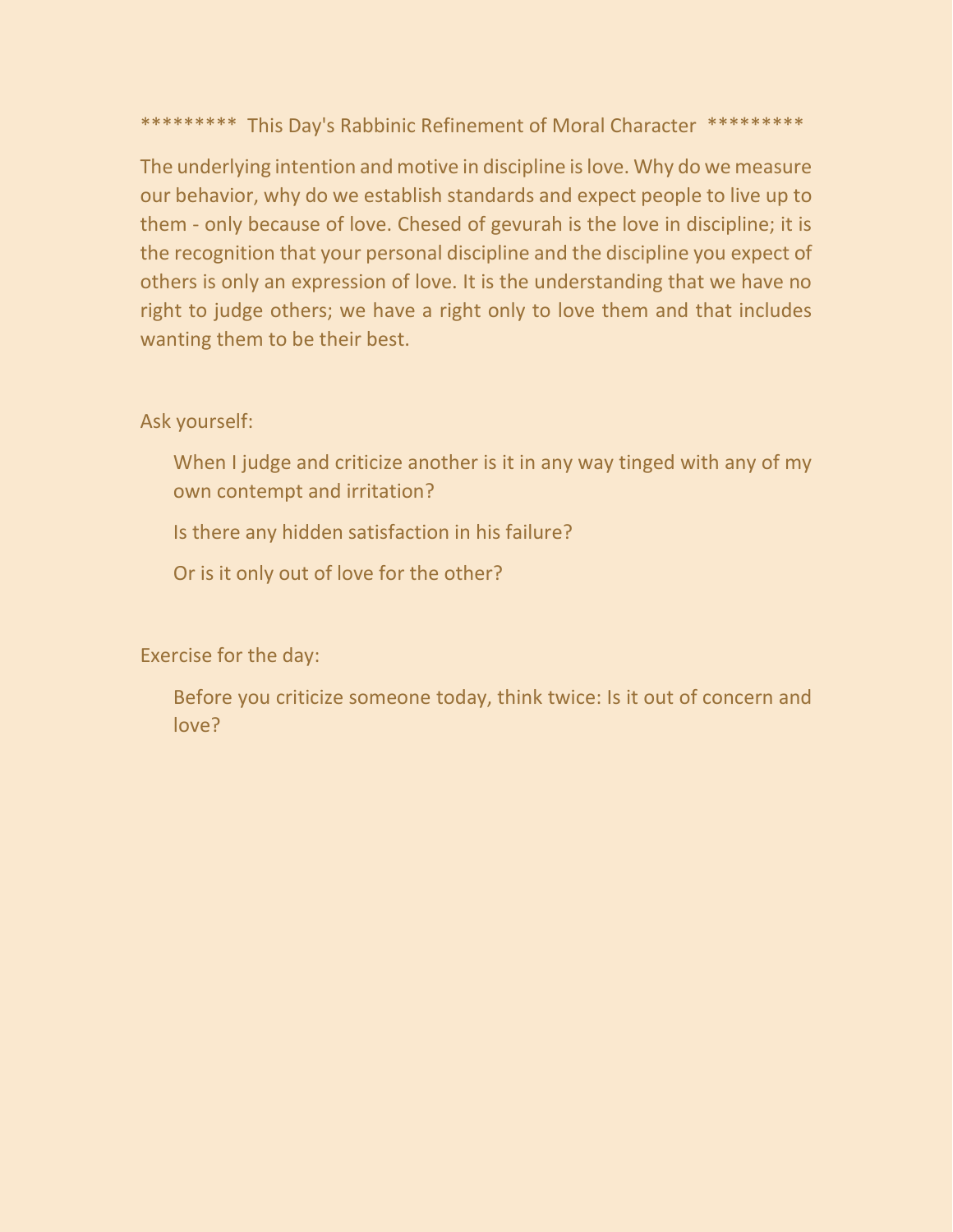********* This Day's Rabbinic Refinement of Moral Character *********

The underlying intention and motive in discipline is love. Why do we measure our behavior, why do we establish standards and expect people to live up to them - only because of love. Chesed of gevurah is the love in discipline; it is the recognition that your personal discipline and the discipline you expect of others is only an expression of love. It is the understanding that we have no right to judge others; we have a right only to love them and that includes wanting them to be their best.

Ask yourself:

> When I judge and criticize another is it in any way tinged with any of my own contempt and irritation?
>
> Is there any hidden satisfaction in his failure?
>
> Or is it only out of love for the other?

Exercise for the day:

> Before you criticize someone today, think twice: Is it out of concern and love?